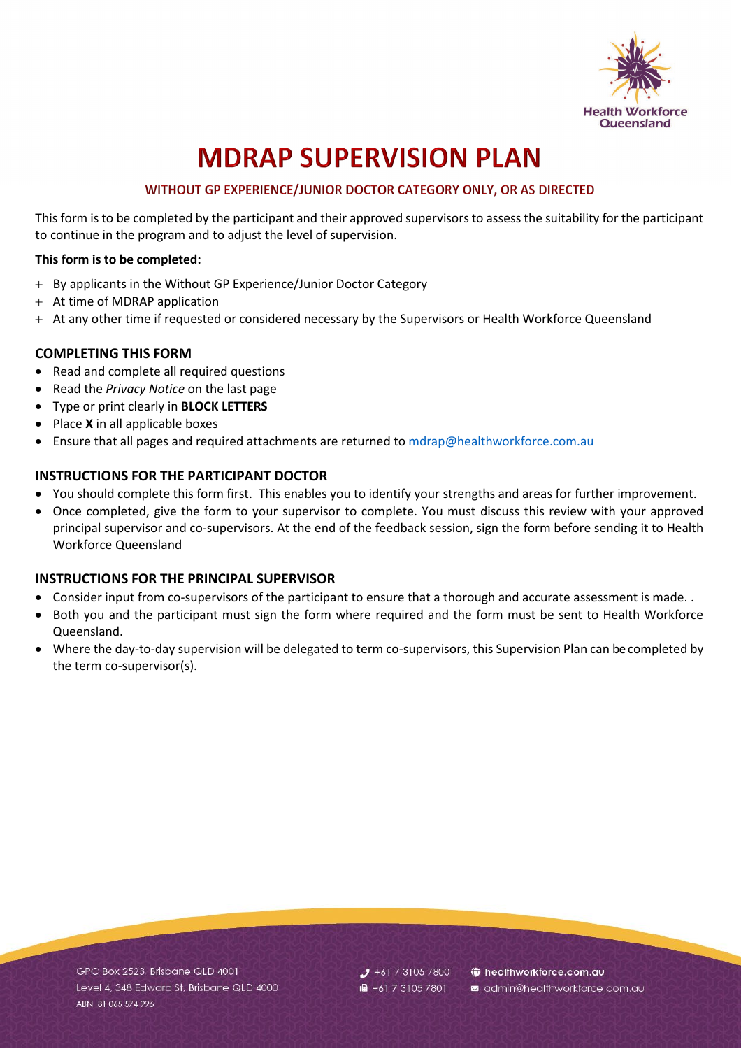# MDRAP SUPERVISION PLAN

### WITHOUT GP EXPERIENCE/JUNIOR DOCTOR CATEGORY ONLY, OR AS DIRECTED

This form is to be completed by the participant and their approved supervisors to assess the suitability for the participant to continue in the program and to adjust the level of supervision.

**This form is to be completed:**

- By applicants in the Without GP Experience/Junior Doctor Category
- At time of MDRAP application
- At any other time if requested or considered necessary by the Supervisors or Health Workforce Queensland

## COMPLETING THIS FORM

- Read and complete all required questions
- Read the *Privacy Notice* on the last page
- Type or print clearly in **BLOCK LETTERS**
- Place **X** in all applicable boxes
- Ensure that all pages and required attachments are returned to mdrap@healthworkforce.com.au

## INSTRUCTIONS FOR THE PARTICIPANT DOCTOR

- You should complete this form first. This enables you to identify your strengths and areas for further improvement.
- Once completed, give the form to your supervisor to complete. You must discuss this review with your approved principal supervisor and co-supervisors. At the end of the feedback session, sign the form before sending it to Health Workforce Queensland

## INSTRUCTIONS FOR THE PRINCIPAL SUPERVISOR

- Consider input from co-supervisors of the participant to ensure that a thorough and accurate assessment is made. .
- Both you and the participant must sign the form where required and the form must be sent to Health Workforce Queensland.
- Where the day-to-day supervision will be delegated to term co-supervisors, this Supervision Plan can be completed by the term co-supervisor(s).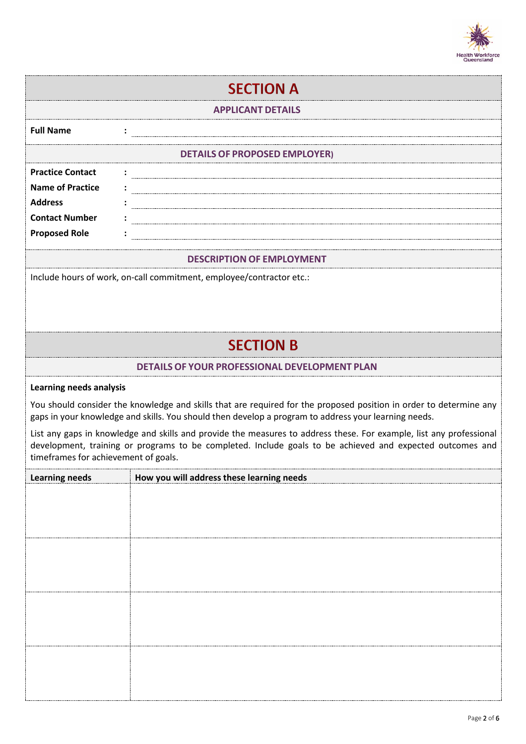# SECTION A

## APPLICANT DETAILS

**Full Name** :

## DETAILS OF PROPOSED EMPLOYER)

**Practice Contact** :

**Name of Practice** :

**Address** :

**Contact Number** :

**Proposed Role** :

## DESCRIPTION OF EMPLOYMENT

Include hours of work, on-call commitment, employee/contractor etc.:

# SECTION B

## DETAILS OF YOUR PROFESSIONAL DEVELOPMENT PLAN

**Learning needs analysis**

You should consider the knowledge and skills that are required for the proposed position in order to determine any gaps in your knowledge and skills. You should then develop a program to address your learning needs.

List any gaps in knowledge and skills and provide the measures to address these. For example, list any professional development, training or programs to be completed. Include goals to be achieved and expected outcomes and timeframes for achievement of goals.

| Learning needs | How you will address these learning needs |
|---|---|
| | |
| | |
| | |
| | |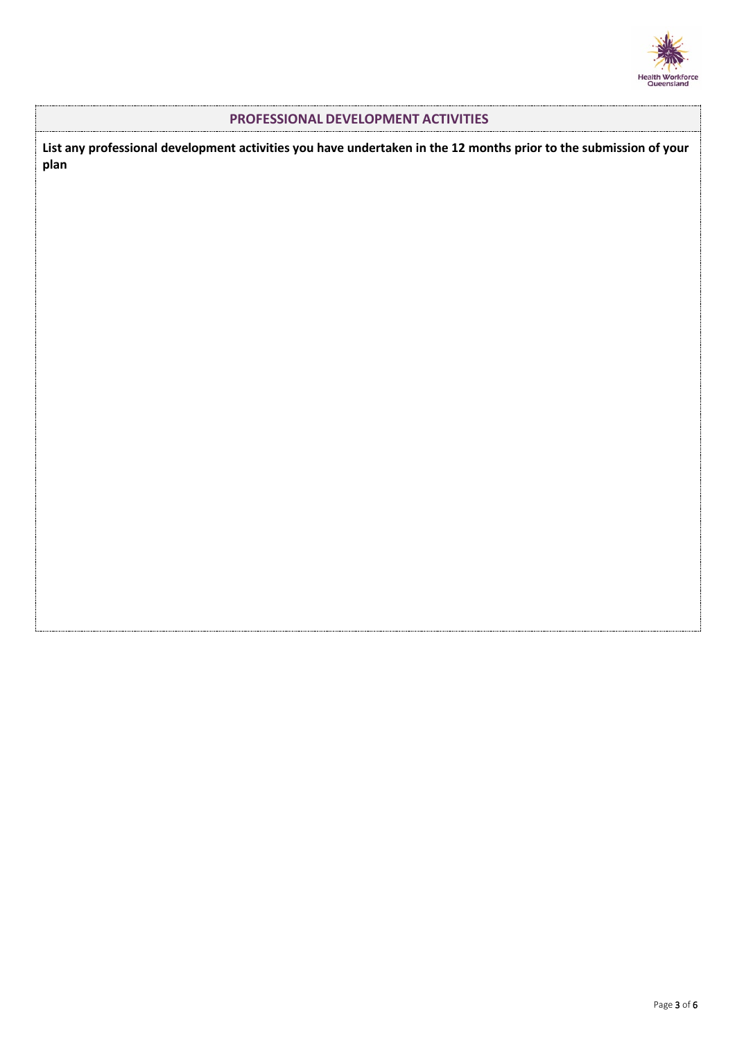## PROFESSIONAL DEVELOPMENT ACTIVITIES

**List any professional development activities you have undertaken in the 12 months prior to the submission of your plan**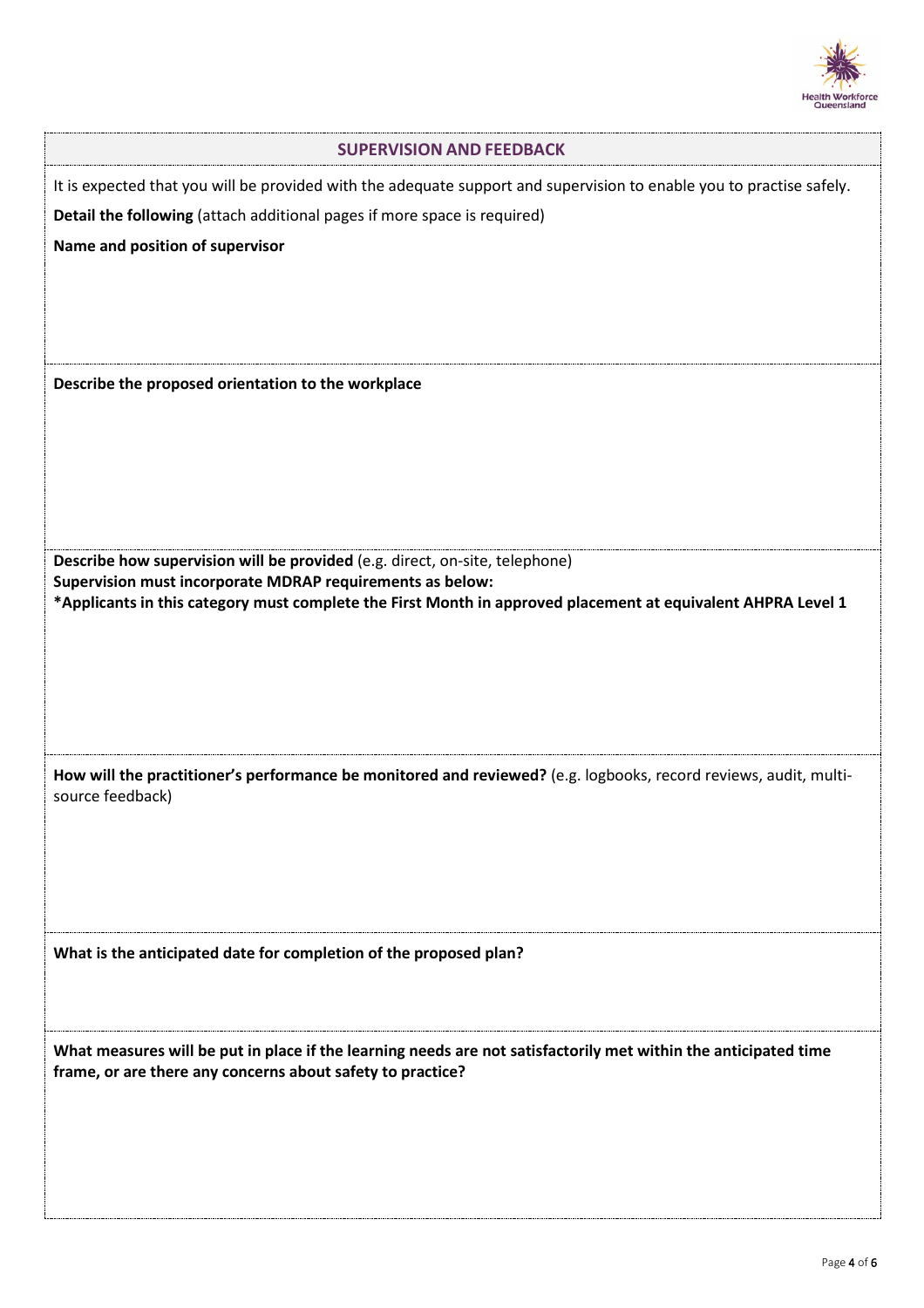## SUPERVISION AND FEEDBACK

It is expected that you will be provided with the adequate support and supervision to enable you to practise safely.

**Detail the following** (attach additional pages if more space is required)

**Name and position of supervisor**

**Describe the proposed orientation to the workplace**

**Describe how supervision will be provided** (e.g. direct, on-site, telephone)
**Supervision must incorporate MDRAP requirements as below:**
***Applicants in this category must complete the First Month in approved placement at equivalent AHPRA Level 1**

**How will the practitioner's performance be monitored and reviewed?** (e.g. logbooks, record reviews, audit, multi-source feedback)

**What is the anticipated date for completion of the proposed plan?**

**What measures will be put in place if the learning needs are not satisfactorily met within the anticipated time frame, or are there any concerns about safety to practice?**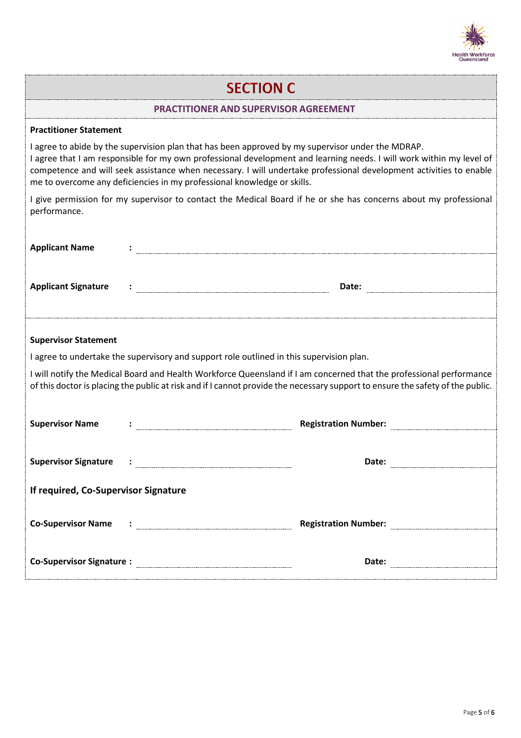# SECTION C

## PRACTITIONER AND SUPERVISOR AGREEMENT

**Practitioner Statement**

I agree to abide by the supervision plan that has been approved by my supervisor under the MDRAP.
I agree that I am responsible for my own professional development and learning needs. I will work within my level of competence and will seek assistance when necessary. I will undertake professional development activities to enable me to overcome any deficiencies in my professional knowledge or skills.

I give permission for my supervisor to contact the Medical Board if he or she has concerns about my professional performance.

**Applicant Name** : ______________________________

**Applicant Signature** : ______________________________ **Date:** ______________

**Supervisor Statement**

I agree to undertake the supervisory and support role outlined in this supervision plan.

I will notify the Medical Board and Health Workforce Queensland if I am concerned that the professional performance of this doctor is placing the public at risk and if I cannot provide the necessary support to ensure the safety of the public.

**Supervisor Name** : ______________________________ **Registration Number:** ______________

**Supervisor Signature** : ______________________________ **Date:** ______________

**If required, Co-Supervisor Signature**

**Co-Supervisor Name** : ______________________________ **Registration Number:** ______________

**Co-Supervisor Signature :** ______________________________ **Date:** ______________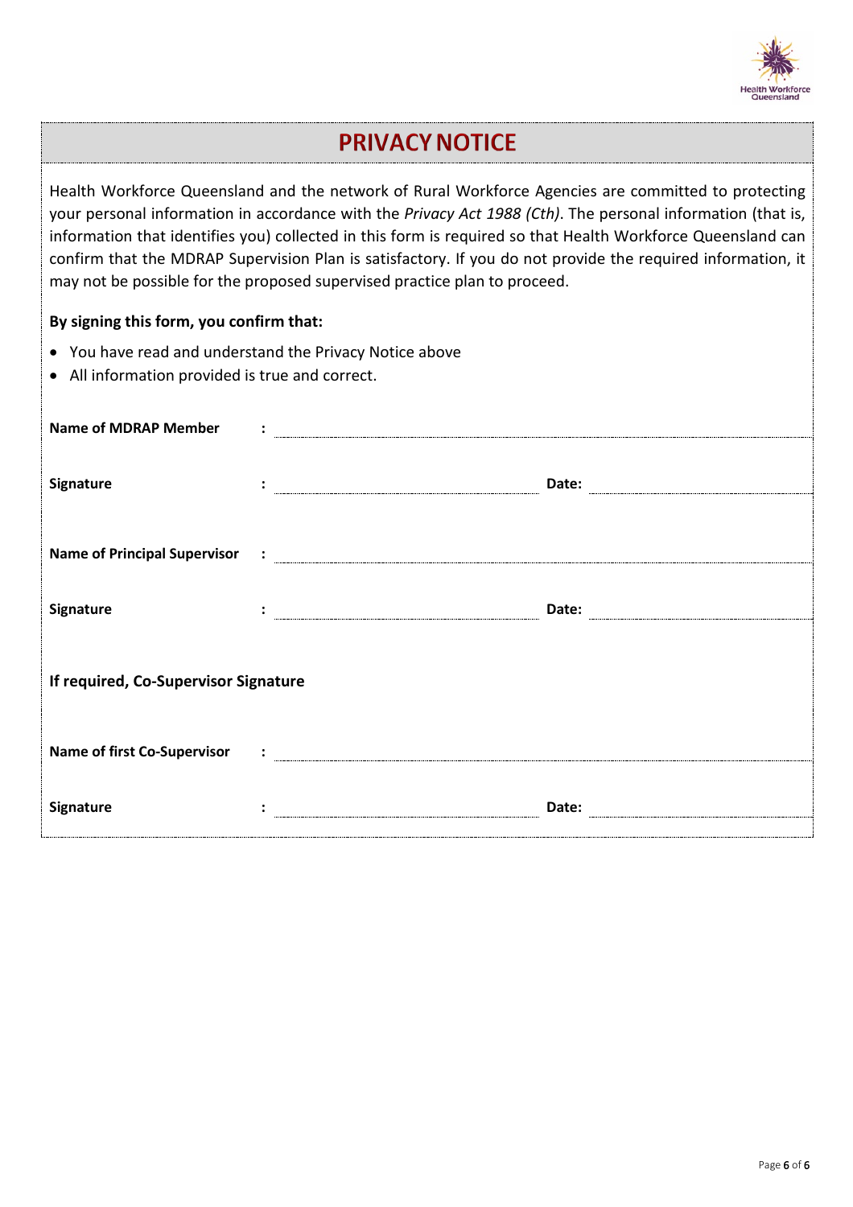## PRIVACY NOTICE

Health Workforce Queensland and the network of Rural Workforce Agencies are committed to protecting your personal information in accordance with the *Privacy Act 1988 (Cth)*. The personal information (that is, information that identifies you) collected in this form is required so that Health Workforce Queensland can confirm that the MDRAP Supervision Plan is satisfactory. If you do not provide the required information, it may not be possible for the proposed supervised practice plan to proceed.

**By signing this form, you confirm that:**

- You have read and understand the Privacy Notice above
- All information provided is true and correct.

**Name of MDRAP Member** : ______________________________

**Signature** : ____________________ **Date:** ____________

**Name of Principal Supervisor** : ______________________________

**Signature** : ____________________ **Date:** ____________

**If required, Co-Supervisor Signature**

**Name of first Co-Supervisor** : ______________________________

**Signature** : ____________________ **Date:** ____________